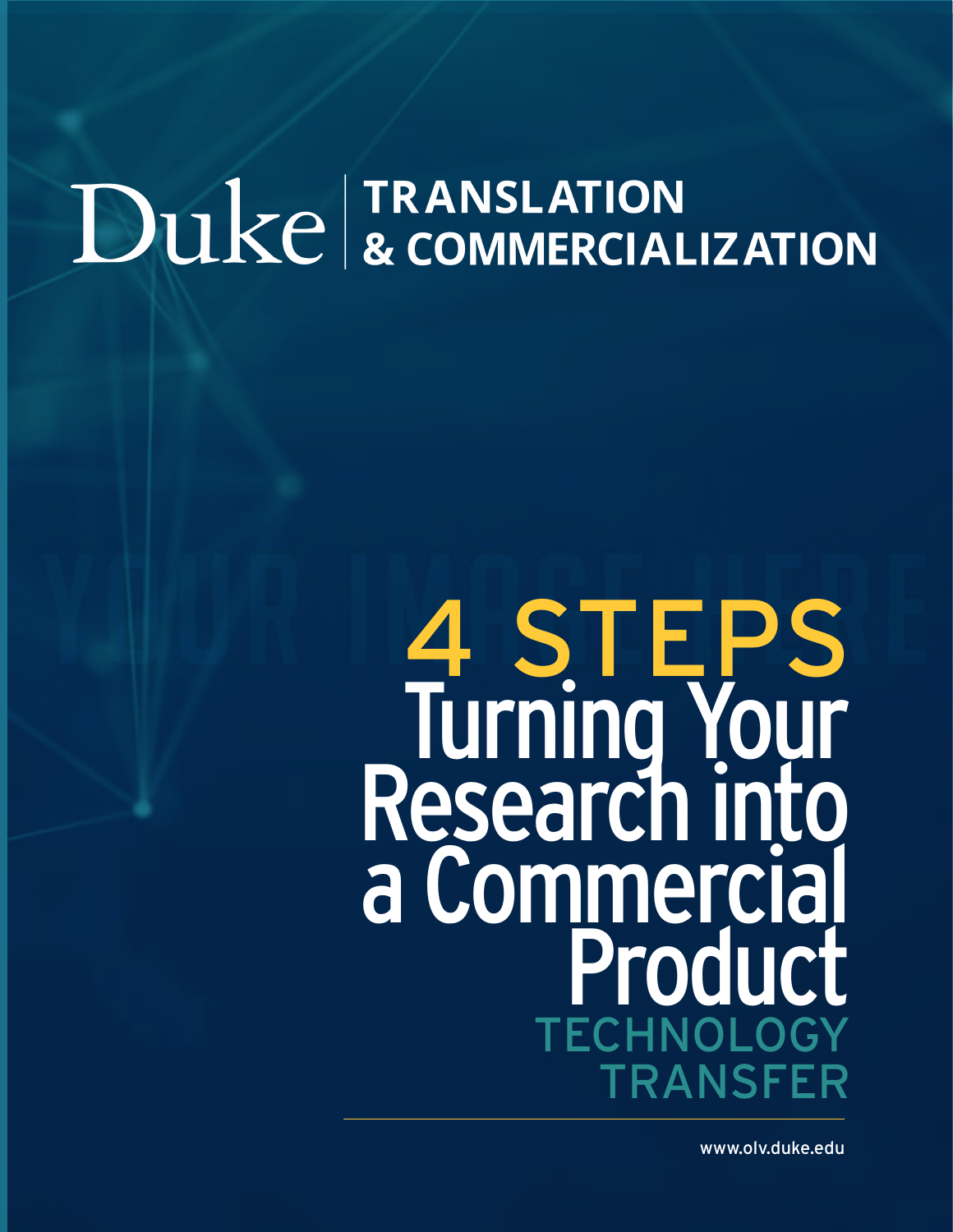Duke | TRANSLATION & COMMERCIALIZATION

# 4 STEPS Turning Your Research into a Commercial Product

## TECHNOLOGY TRANSFER

www.olv.duke.edu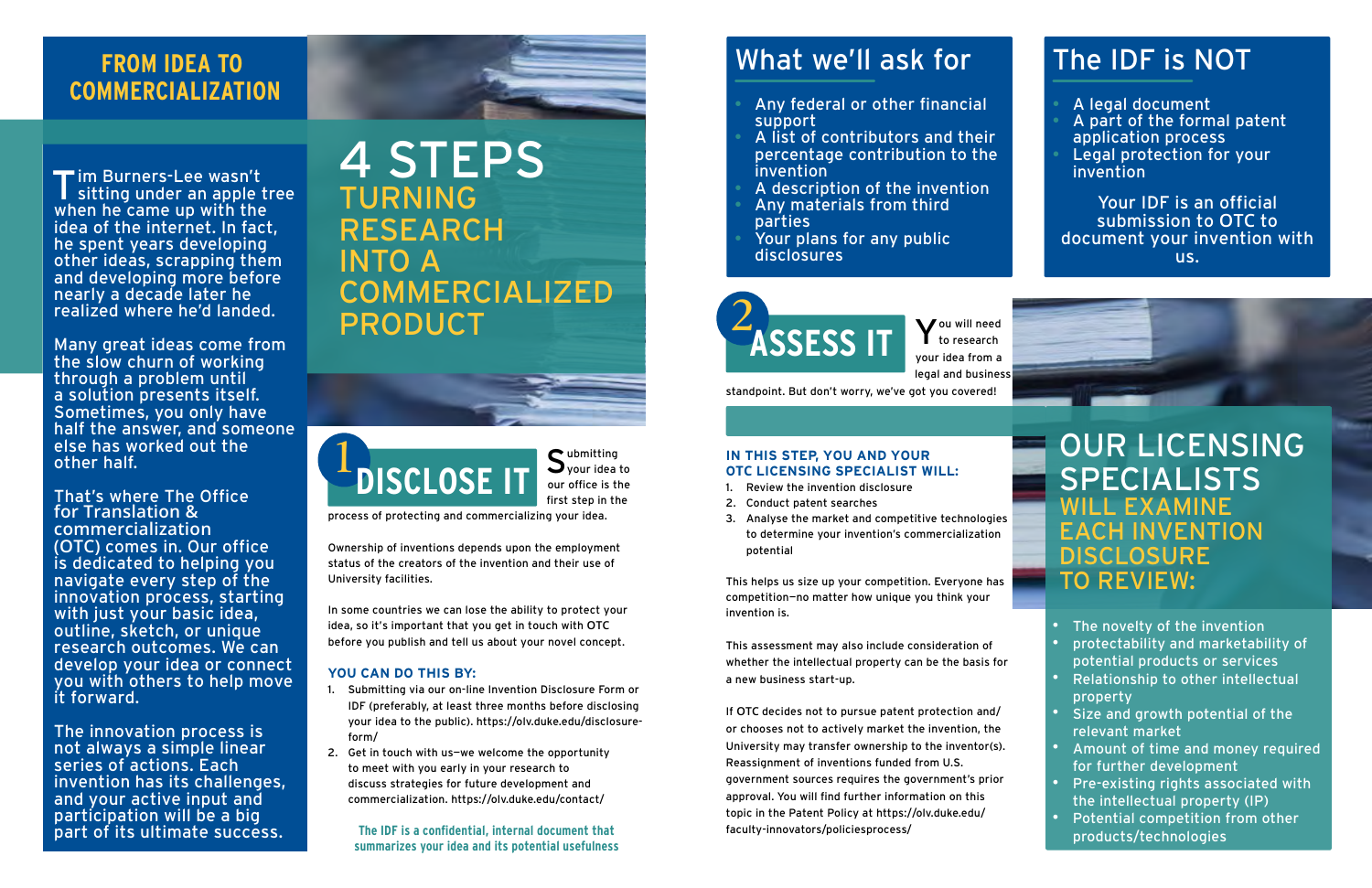## FROM IDEA TO COMMERCIALIZATION

Tim Burners-Lee wasn't sitting under an apple tree when he came up with the idea of the internet. In fact, he spent years developing other ideas, scrapping them and developing more before nearly a decade later he realized where he'd landed.

Many great ideas come from the slow churn of working through a problem until a solution presents itself. Sometimes, you only have half the answer, and someone else has worked out the other half.

That's where The Office for Translation & commercialization (OTC) comes in. Our office is dedicated to helping you navigate every step of the innovation process, starting with just your basic idea, outline, sketch, or unique research outcomes. We can develop your idea or connect you with others to help move it forward.

The innovation process is not always a simple linear series of actions. Each invention has its challenges, and your active input and participation will be a big part of its ultimate success.

# 4 STEPS TURNING RESEARCH INTO A COMMERCIALIZED PRODUCT

## 1 DISCLOSE IT

Submitting your idea to our office is the first step in the process of protecting and commercializing your idea.

Ownership of inventions depends upon the employment status of the creators of the invention and their use of University facilities.

In some countries we can lose the ability to protect your idea, so it's important that you get in touch with OTC before you publish and tell us about your novel concept.

### YOU CAN DO THIS BY:

1. Submitting via our on-line Invention Disclosure Form or IDF (preferably, at least three months before disclosing your idea to the public). https://olv.duke.edu/disclosure-form/
2. Get in touch with us—we welcome the opportunity to meet with you early in your research to discuss strategies for future development and commercialization. https://olv.duke.edu/contact/

**The IDF is a confidential, internal document that summarizes your idea and its potential usefulness**

## What we'll ask for

- Any federal or other financial support
- A list of contributors and their percentage contribution to the invention
- A description of the invention
- Any materials from third parties
- Your plans for any public disclosures

## The IDF is NOT

- A legal document
- A part of the formal patent application process
- Legal protection for your invention

Your IDF is an official submission to OTC to document your invention with us.

## 2 ASSESS IT

You will need to research your idea from a legal and business standpoint. But don't worry, we've got you covered!

### IN THIS STEP, YOU AND YOUR OTC LICENSING SPECIALIST WILL:

1. Review the invention disclosure
2. Conduct patent searches
3. Analyse the market and competitive technologies to determine your invention's commercialization potential

This helps us size up your competition. Everyone has competition—no matter how unique you think your invention is.

This assessment may also include consideration of whether the intellectual property can be the basis for a new business start-up.

If OTC decides not to pursue patent protection and/or chooses not to actively market the invention, the University may transfer ownership to the inventor(s). Reassignment of inventions funded from U.S. government sources requires the government's prior approval. You will find further information on this topic in the Patent Policy at https://olv.duke.edu/faculty-innovators/policiesprocess/

## OUR LICENSING SPECIALISTS WILL EXAMINE EACH INVENTION DISCLOSURE TO REVIEW:

- The novelty of the invention
- protectability and marketability of potential products or services
- Relationship to other intellectual property
- Size and growth potential of the relevant market
- Amount of time and money required for further development
- Pre-existing rights associated with the intellectual property (IP)
- Potential competition from other products/technologies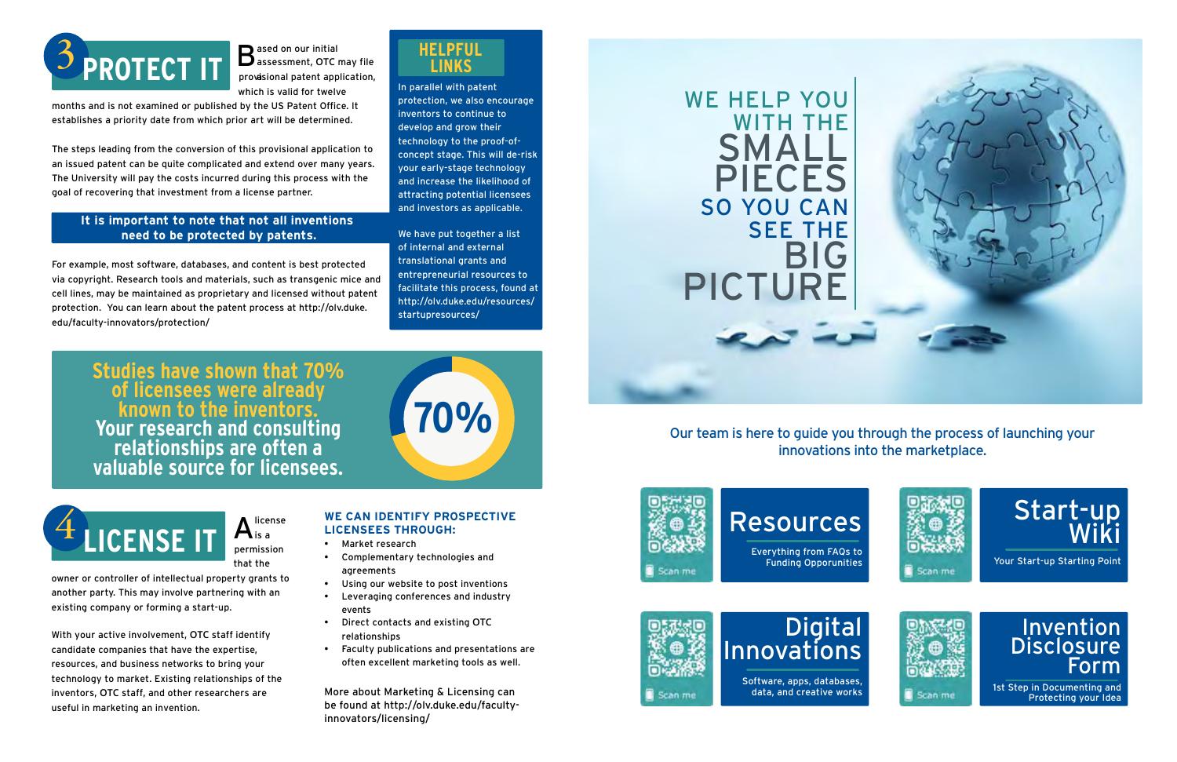## 3 PROTECT IT

Based on our initial assessment, OTC may file provisional patent application, which is valid for twelve months and is not examined or published by the US Patent Office. It establishes a priority date from which prior art will be determined.

The steps leading from the conversion of this provisional application to an issued patent can be quite complicated and extend over many years. The University will pay the costs incurred during this process with the goal of recovering that investment from a license partner.

**It is important to note that not all inventions need to be protected by patents.**

For example, most software, databases, and content is best protected via copyright. Research tools and materials, such as transgenic mice and cell lines, may be maintained as proprietary and licensed without patent protection. You can learn about the patent process at http://olv.duke.edu/faculty-innovators/protection/

### HELPFUL LINKS

In parallel with patent protection, we also encourage inventors to continue to develop and grow their technology to the proof-of-concept stage. This will de-risk your early-stage technology and increase the likelihood of attracting potential licensees and investors as applicable.

We have put together a list of internal and external translational grants and entrepreneurial resources to facilitate this process, found at http://olv.duke.edu/resources/startupresources/

**Studies have shown that 70% of licensees were already known to the inventors. Your research and consulting relationships are often a valuable source for licensees.**

**70%**

## 4 LICENSE IT

A license is a permission that the owner or controller of intellectual property grants to another party. This may involve partnering with an existing company or forming a start-up.

With your active involvement, OTC staff identify candidate companies that have the expertise, resources, and business networks to bring your technology to market. Existing relationships of the inventors, OTC staff, and other researchers are useful in marketing an invention.

### WE CAN IDENTIFY PROSPECTIVE LICENSEES THROUGH:

- Market research
- Complementary technologies and agreements
- Using our website to post inventions
- Leveraging conferences and industry events
- Direct contacts and existing OTC relationships
- Faculty publications and presentations are often excellent marketing tools as well.

More about Marketing & Licensing can be found at http://olv.duke.edu/faculty-innovators/licensing/

# WE HELP YOU WITH THE SMALL PIECES SO YOU CAN SEE THE BIG PICTURE

Our team is here to guide you through the process of launching your innovations into the marketplace.

**Resources**
Everything from FAQs to Funding Opportunities

**Start-up Wiki**
Your Start-up Starting Point

**Digital Innovations**
Software, apps, databases, data, and creative works

**Invention Disclosure Form**
1st Step in Documenting and Protecting your Idea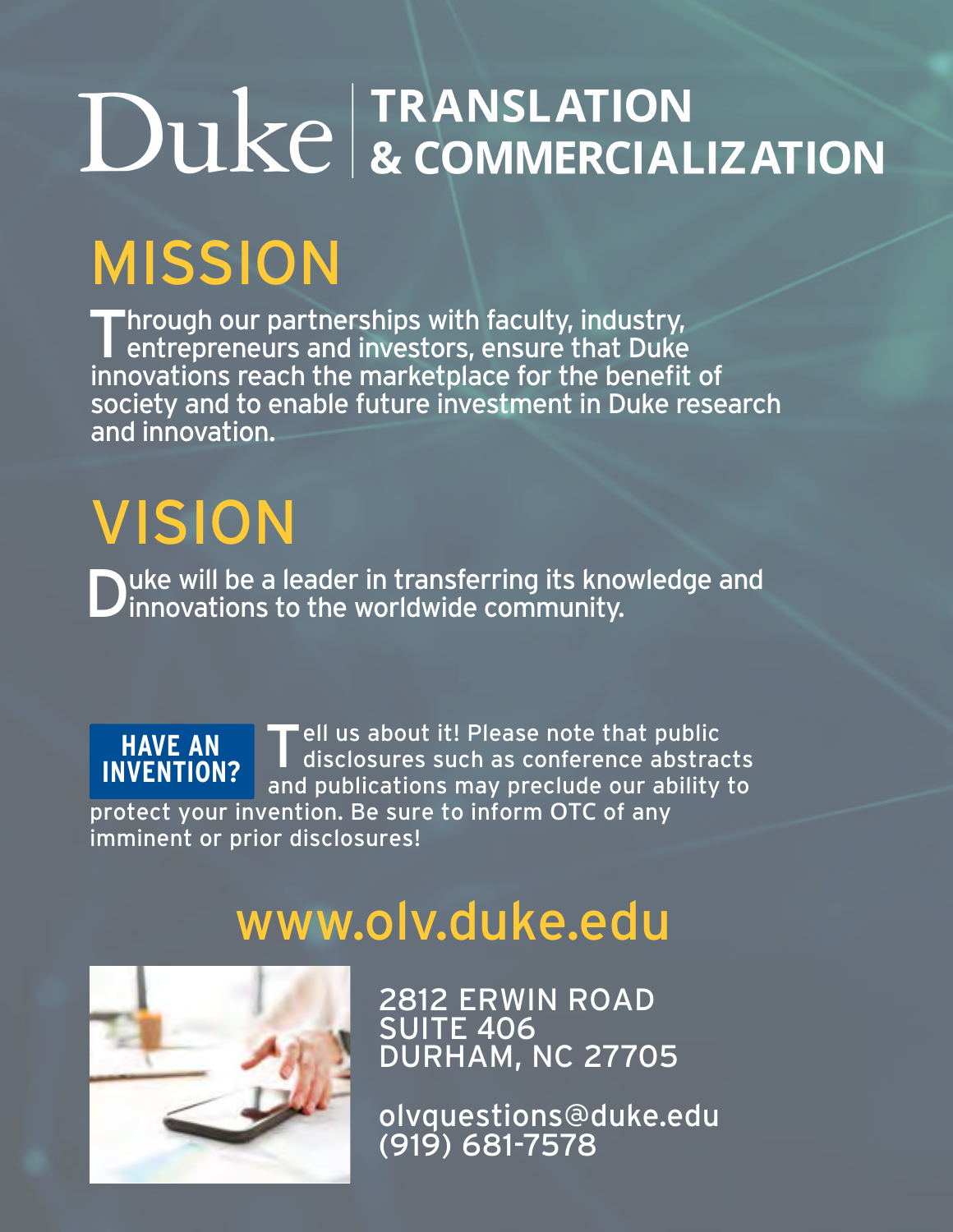# Duke | TRANSLATION & COMMERCIALIZATION

## MISSION

Through our partnerships with faculty, industry, entrepreneurs and investors, ensure that Duke innovations reach the marketplace for the benefit of society and to enable future investment in Duke research and innovation.

## VISION

Duke will be a leader in transferring its knowledge and innovations to the worldwide community.

**HAVE AN INVENTION?**

Tell us about it! Please note that public disclosures such as conference abstracts and publications may preclude our ability to protect your invention. Be sure to inform OTC of any imminent or prior disclosures!

## www.olv.duke.edu

2812 ERWIN ROAD
SUITE 406
DURHAM, NC 27705

olvquestions@duke.edu
(919) 681-7578